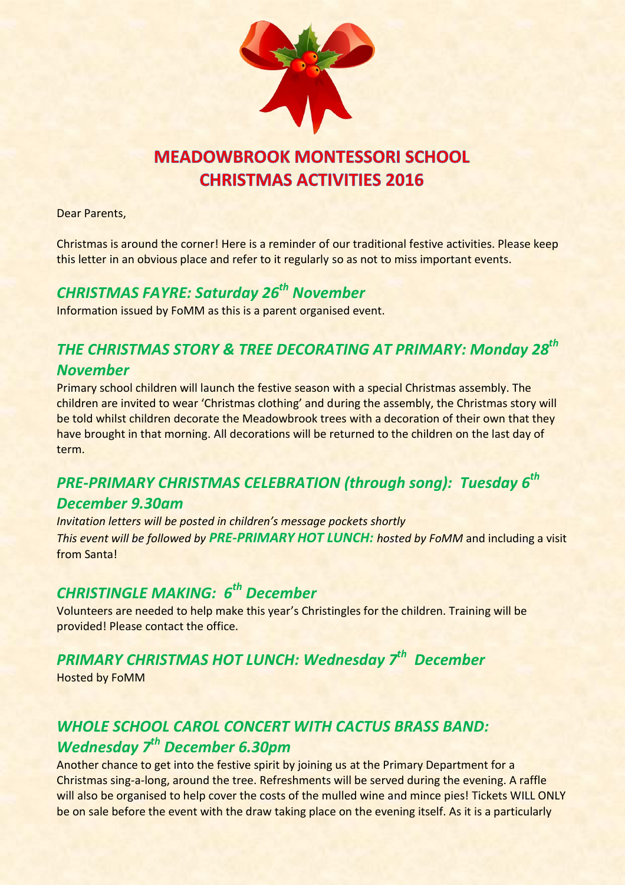# MEADOWBROOK MONTESSORI SCHOOL
# CHRISTMAS ACTIVITIES 2016

Dear Parents,

Christmas is around the corner! Here is a reminder of our traditional festive activities. Please keep this letter in an obvious place and refer to it regularly so as not to miss important events.

## *CHRISTMAS FAYRE: Saturday 26th November*

Information issued by FoMM as this is a parent organised event.

## *THE CHRISTMAS STORY & TREE DECORATING AT PRIMARY: Monday 28th November*

Primary school children will launch the festive season with a special Christmas assembly. The children are invited to wear 'Christmas clothing' and during the assembly, the Christmas story will be told whilst children decorate the Meadowbrook trees with a decoration of their own that they have brought in that morning. All decorations will be returned to the children on the last day of term.

## *PRE-PRIMARY CHRISTMAS CELEBRATION (through song): Tuesday 6th December 9.30am*

*Invitation letters will be posted in children's message pockets shortly*
*This event will be followed by* ***PRE-PRIMARY HOT LUNCH:*** *hosted by FoMM* and including a visit from Santa!

## *CHRISTINGLE MAKING: 6th December*

Volunteers are needed to help make this year's Christingles for the children. Training will be provided! Please contact the office.

## *PRIMARY CHRISTMAS HOT LUNCH: Wednesday 7th December*

Hosted by FoMM

## *WHOLE SCHOOL CAROL CONCERT WITH CACTUS BRASS BAND: Wednesday 7th December 6.30pm*

Another chance to get into the festive spirit by joining us at the Primary Department for a Christmas sing-a-long, around the tree. Refreshments will be served during the evening. A raffle will also be organised to help cover the costs of the mulled wine and mince pies! Tickets WILL ONLY be on sale before the event with the draw taking place on the evening itself. As it is a particularly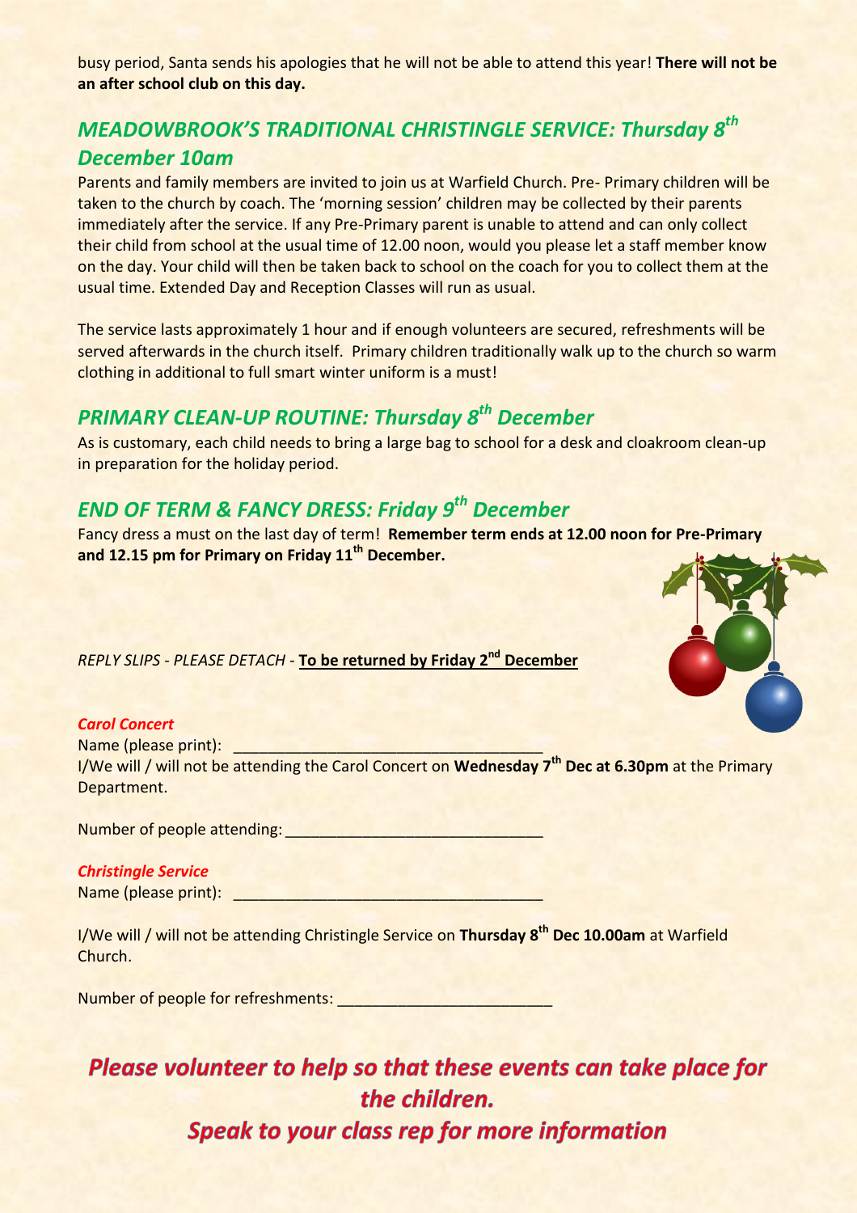busy period, Santa sends his apologies that he will not be able to attend this year! **There will not be an after school club on this day.**

## *MEADOWBROOK'S TRADITIONAL CHRISTINGLE SERVICE: Thursday 8th December 10am*

Parents and family members are invited to join us at Warfield Church. Pre- Primary children will be taken to the church by coach. The 'morning session' children may be collected by their parents immediately after the service. If any Pre-Primary parent is unable to attend and can only collect their child from school at the usual time of 12.00 noon, would you please let a staff member know on the day. Your child will then be taken back to school on the coach for you to collect them at the usual time. Extended Day and Reception Classes will run as usual.

The service lasts approximately 1 hour and if enough volunteers are secured, refreshments will be served afterwards in the church itself. Primary children traditionally walk up to the church so warm clothing in additional to full smart winter uniform is a must!

## *PRIMARY CLEAN-UP ROUTINE: Thursday 8th December*

As is customary, each child needs to bring a large bag to school for a desk and cloakroom clean-up in preparation for the holiday period.

## *END OF TERM & FANCY DRESS: Friday 9th December*

Fancy dress a must on the last day of term! **Remember term ends at 12.00 noon for Pre-Primary and 12.15 pm for Primary on Friday 11th December.**

*REPLY SLIPS - PLEASE DETACH -* **To be returned by Friday 2nd December**

***Carol Concert***

Name (please print): ____________________________________

I/We will / will not be attending the Carol Concert on **Wednesday 7th Dec at 6.30pm** at the Primary Department.

Number of people attending: ______________________________

***Christingle Service***

Name (please print): ____________________________________

I/We will / will not be attending Christingle Service on **Thursday 8th Dec 10.00am** at Warfield Church.

Number of people for refreshments: ________________________

***Please volunteer to help so that these events can take place for the children.***

***Speak to your class rep for more information***